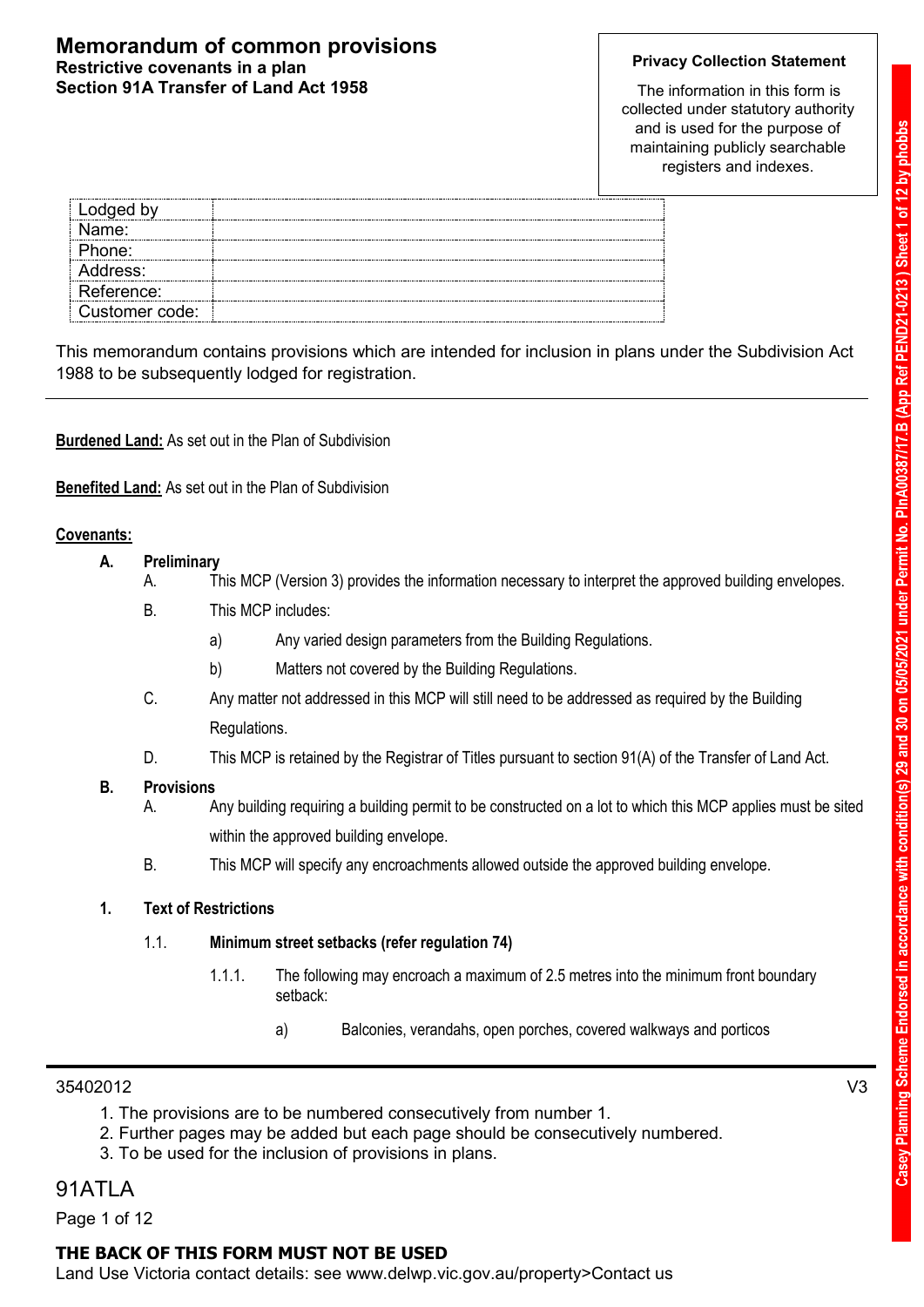# Memorandum of common provisions

**Restrictive covenants in a plan**
**Section 91A Transfer of Land Act 1958**

**Privacy Collection Statement**

The information in this form is collected under statutory authority and is used for the purpose of maintaining publicly searchable registers and indexes.

| Lodged by | |
|---|---|
| Name: | |
| Phone: | |
| Address: | |
| Reference: | |
| Customer code: | |

This memorandum contains provisions which are intended for inclusion in plans under the Subdivision Act 1988 to be subsequently lodged for registration.

---

**Burdened Land:** As set out in the Plan of Subdivision

**Benefited Land:** As set out in the Plan of Subdivision

**Covenants:**

**A. Preliminary**

A. This MCP (Version 3) provides the information necessary to interpret the approved building envelopes.

B. This MCP includes:

a) Any varied design parameters from the Building Regulations.

b) Matters not covered by the Building Regulations.

C. Any matter not addressed in this MCP will still need to be addressed as required by the Building Regulations.

D. This MCP is retained by the Registrar of Titles pursuant to section 91(A) of the Transfer of Land Act.

**B. Provisions**

A. Any building requiring a building permit to be constructed on a lot to which this MCP applies must be sited within the approved building envelope.

B. This MCP will specify any encroachments allowed outside the approved building envelope.

**1. Text of Restrictions**

**1.1. Minimum street setbacks (refer regulation 74)**

1.1.1. The following may encroach a maximum of 2.5 metres into the minimum front boundary setback:

a) Balconies, verandahs, open porches, covered walkways and porticos

---

35402012 V3

1. The provisions are to be numbered consecutively from number 1.
2. Further pages may be added but each page should be consecutively numbered.
3. To be used for the inclusion of provisions in plans.

91ATLA

**THE BACK OF THIS FORM MUST NOT BE USED**

Land Use Victoria contact details: see www.delwp.vic.gov.au/property>Contact us

Casey Planning Scheme Endorsed in accordance with condition(s) 29 and 30 on 05/05/2021 under Permit No. PlnA00387/17.B (App Ref PEND21-0213 ) Sheet 1 of 12 by phobbs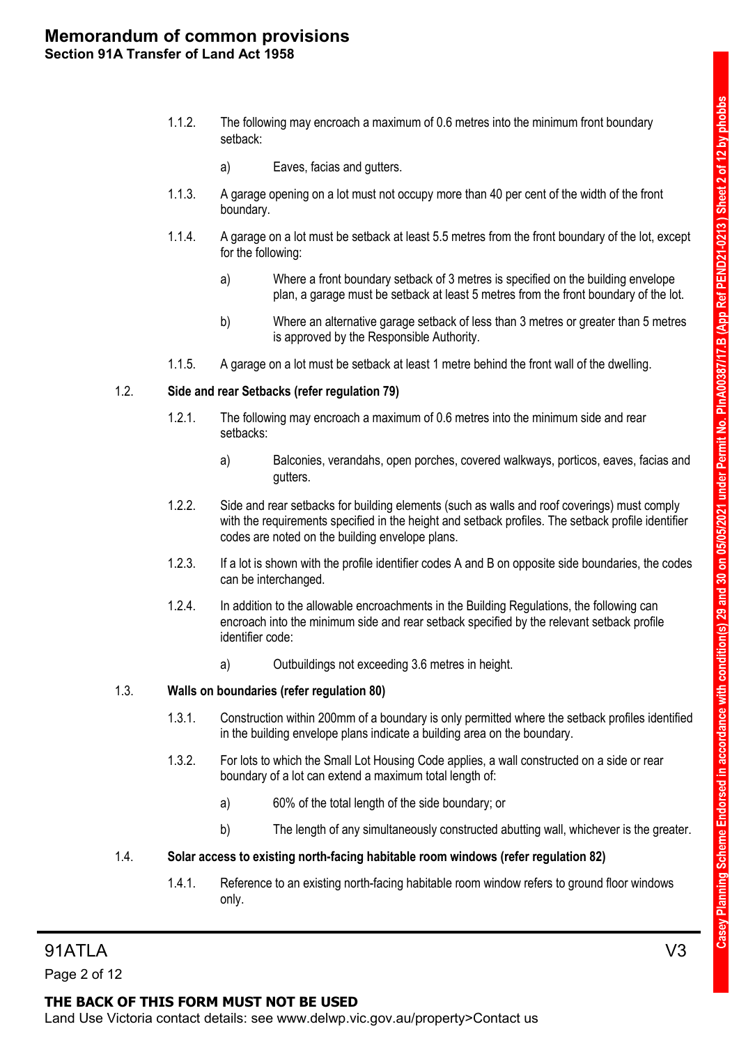1.1.2. The following may encroach a maximum of 0.6 metres into the minimum front boundary setback:

a) Eaves, facias and gutters.

1.1.3. A garage opening on a lot must not occupy more than 40 per cent of the width of the front boundary.

1.1.4. A garage on a lot must be setback at least 5.5 metres from the front boundary of the lot, except for the following:

a) Where a front boundary setback of 3 metres is specified on the building envelope plan, a garage must be setback at least 5 metres from the front boundary of the lot.

b) Where an alternative garage setback of less than 3 metres or greater than 5 metres is approved by the Responsible Authority.

1.1.5. A garage on a lot must be setback at least 1 metre behind the front wall of the dwelling.

### 1.2. Side and rear Setbacks (refer regulation 79)

1.2.1. The following may encroach a maximum of 0.6 metres into the minimum side and rear setbacks:

a) Balconies, verandahs, open porches, covered walkways, porticos, eaves, facias and gutters.

1.2.2. Side and rear setbacks for building elements (such as walls and roof coverings) must comply with the requirements specified in the height and setback profiles. The setback profile identifier codes are noted on the building envelope plans.

1.2.3. If a lot is shown with the profile identifier codes A and B on opposite side boundaries, the codes can be interchanged.

1.2.4. In addition to the allowable encroachments in the Building Regulations, the following can encroach into the minimum side and rear setback specified by the relevant setback profile identifier code:

a) Outbuildings not exceeding 3.6 metres in height.

### 1.3. Walls on boundaries (refer regulation 80)

1.3.1. Construction within 200mm of a boundary is only permitted where the setback profiles identified in the building envelope plans indicate a building area on the boundary.

1.3.2. For lots to which the Small Lot Housing Code applies, a wall constructed on a side or rear boundary of a lot can extend a maximum total length of:

a) 60% of the total length of the side boundary; or

b) The length of any simultaneously constructed abutting wall, whichever is the greater.

### 1.4. Solar access to existing north-facing habitable room windows (refer regulation 82)

1.4.1. Reference to an existing north-facing habitable room window refers to ground floor windows only.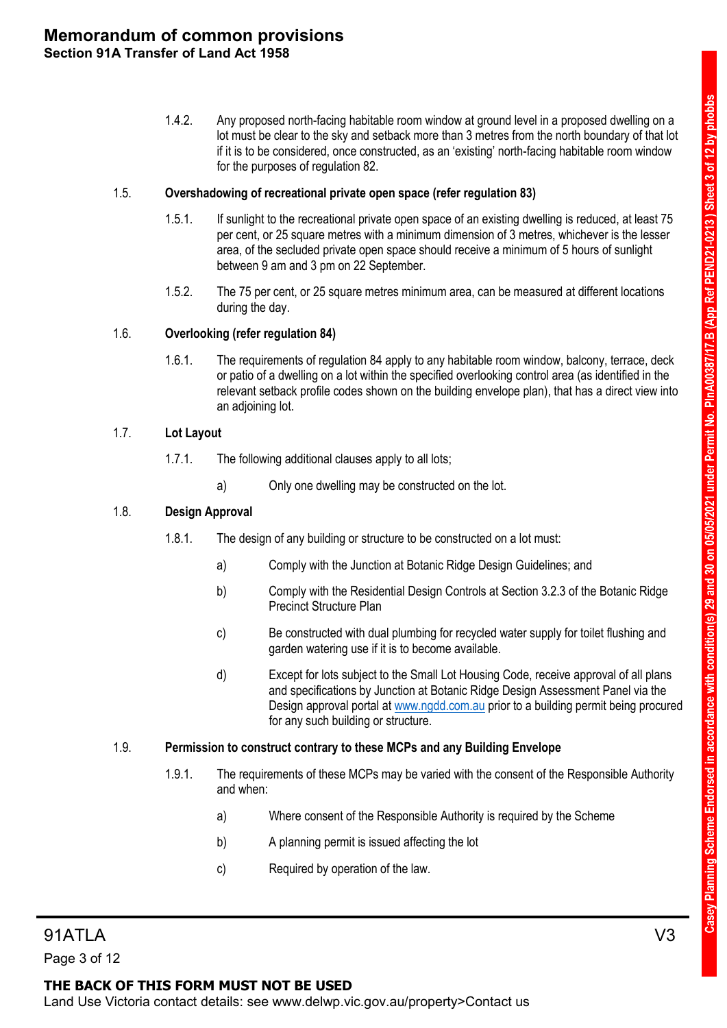1.4.2. Any proposed north-facing habitable room window at ground level in a proposed dwelling on a lot must be clear to the sky and setback more than 3 metres from the north boundary of that lot if it is to be considered, once constructed, as an 'existing' north-facing habitable room window for the purposes of regulation 82.

### 1.5. Overshadowing of recreational private open space (refer regulation 83)

1.5.1. If sunlight to the recreational private open space of an existing dwelling is reduced, at least 75 per cent, or 25 square metres with a minimum dimension of 3 metres, whichever is the lesser area, of the secluded private open space should receive a minimum of 5 hours of sunlight between 9 am and 3 pm on 22 September.

1.5.2. The 75 per cent, or 25 square metres minimum area, can be measured at different locations during the day.

### 1.6. Overlooking (refer regulation 84)

1.6.1. The requirements of regulation 84 apply to any habitable room window, balcony, terrace, deck or patio of a dwelling on a lot within the specified overlooking control area (as identified in the relevant setback profile codes shown on the building envelope plan), that has a direct view into an adjoining lot.

### 1.7. Lot Layout

1.7.1. The following additional clauses apply to all lots;

a) Only one dwelling may be constructed on the lot.

### 1.8. Design Approval

1.8.1. The design of any building or structure to be constructed on a lot must:

a) Comply with the Junction at Botanic Ridge Design Guidelines; and

b) Comply with the Residential Design Controls at Section 3.2.3 of the Botanic Ridge Precinct Structure Plan

c) Be constructed with dual plumbing for recycled water supply for toilet flushing and garden watering use if it is to become available.

d) Except for lots subject to the Small Lot Housing Code, receive approval of all plans and specifications by Junction at Botanic Ridge Design Assessment Panel via the Design approval portal at www.ngdd.com.au prior to a building permit being procured for any such building or structure.

### 1.9. Permission to construct contrary to these MCPs and any Building Envelope

1.9.1. The requirements of these MCPs may be varied with the consent of the Responsible Authority and when:

a) Where consent of the Responsible Authority is required by the Scheme

b) A planning permit is issued affecting the lot

c) Required by operation of the law.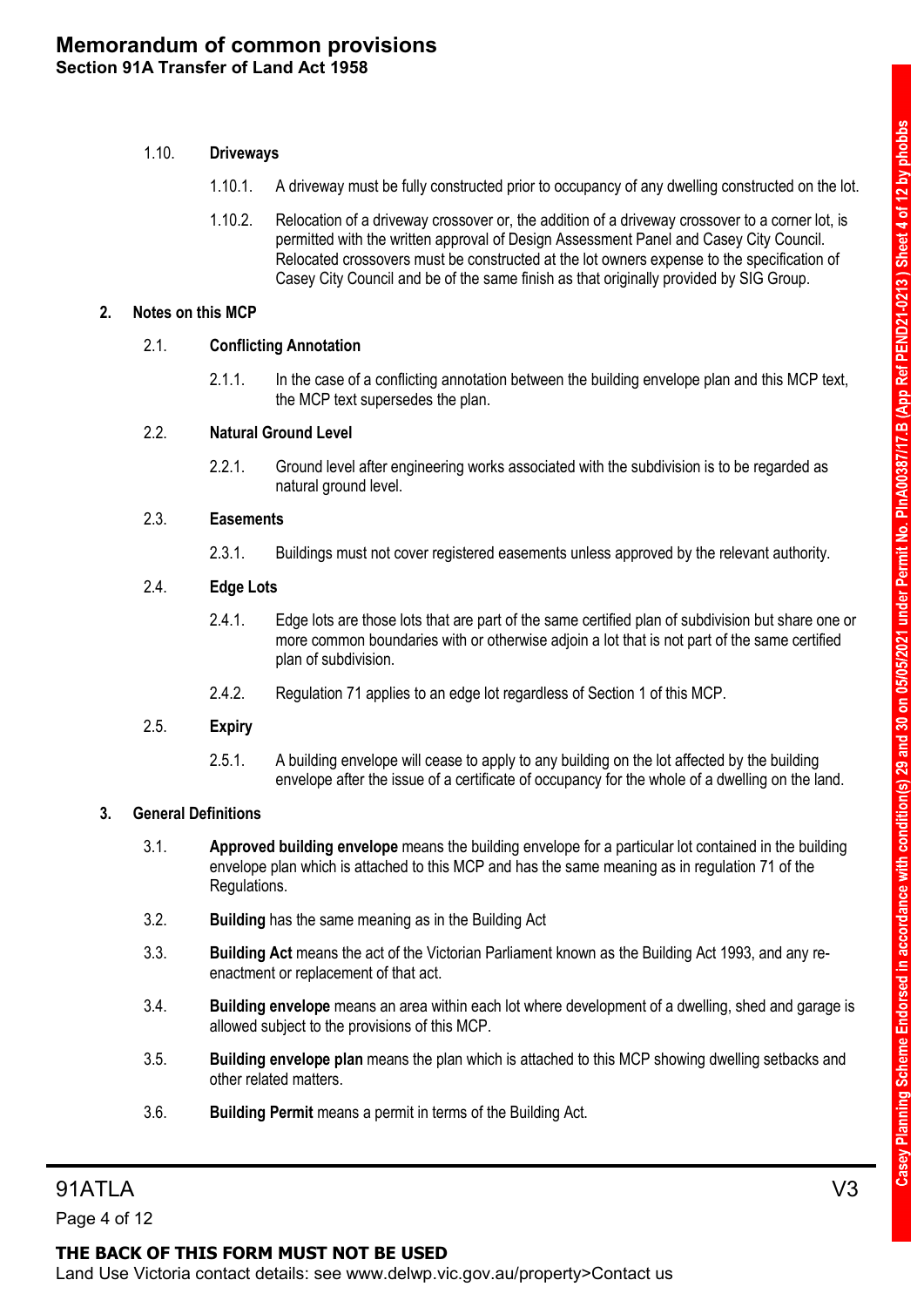1.10. **Driveways**

1.10.1. A driveway must be fully constructed prior to occupancy of any dwelling constructed on the lot.

1.10.2. Relocation of a driveway crossover or, the addition of a driveway crossover to a corner lot, is permitted with the written approval of Design Assessment Panel and Casey City Council. Relocated crossovers must be constructed at the lot owners expense to the specification of Casey City Council and be of the same finish as that originally provided by SIG Group.

## 2. Notes on this MCP

2.1. **Conflicting Annotation**

2.1.1. In the case of a conflicting annotation between the building envelope plan and this MCP text, the MCP text supersedes the plan.

2.2. **Natural Ground Level**

2.2.1. Ground level after engineering works associated with the subdivision is to be regarded as natural ground level.

2.3. **Easements**

2.3.1. Buildings must not cover registered easements unless approved by the relevant authority.

2.4. **Edge Lots**

2.4.1. Edge lots are those lots that are part of the same certified plan of subdivision but share one or more common boundaries with or otherwise adjoin a lot that is not part of the same certified plan of subdivision.

2.4.2. Regulation 71 applies to an edge lot regardless of Section 1 of this MCP.

2.5. **Expiry**

2.5.1. A building envelope will cease to apply to any building on the lot affected by the building envelope after the issue of a certificate of occupancy for the whole of a dwelling on the land.

## 3. General Definitions

3.1. **Approved building envelope** means the building envelope for a particular lot contained in the building envelope plan which is attached to this MCP and has the same meaning as in regulation 71 of the Regulations.

3.2. **Building** has the same meaning as in the Building Act

3.3. **Building Act** means the act of the Victorian Parliament known as the Building Act 1993, and any re-enactment or replacement of that act.

3.4. **Building envelope** means an area within each lot where development of a dwelling, shed and garage is allowed subject to the provisions of this MCP.

3.5. **Building envelope plan** means the plan which is attached to this MCP showing dwelling setbacks and other related matters.

3.6. **Building Permit** means a permit in terms of the Building Act.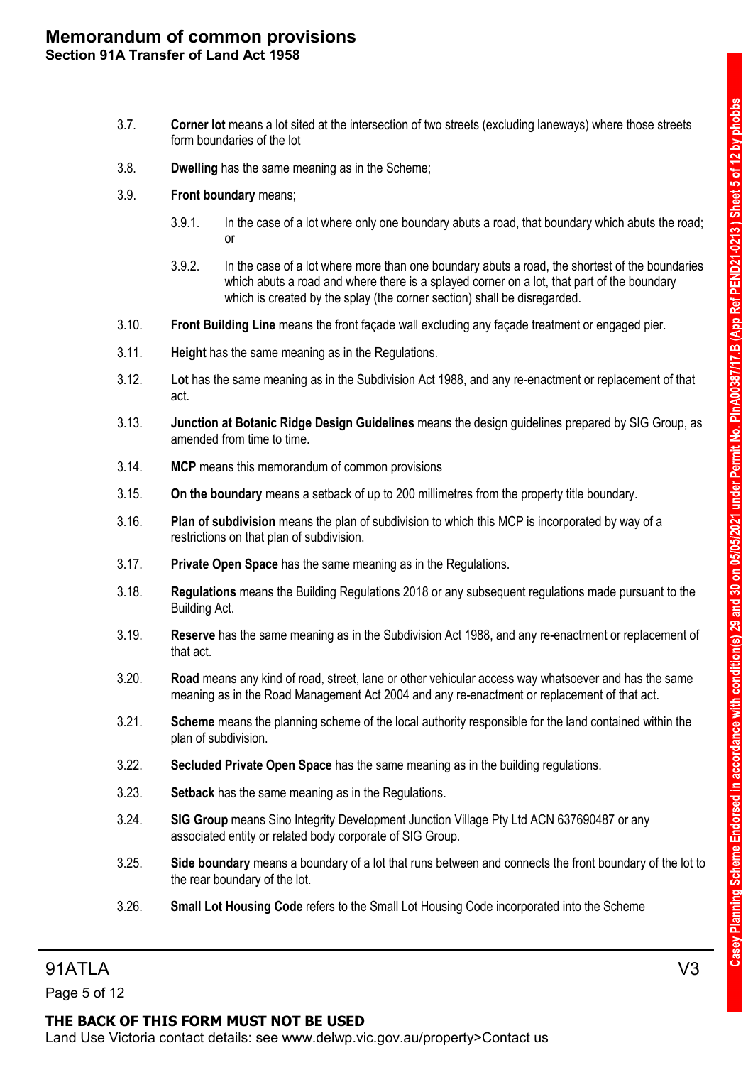3.7. **Corner lot** means a lot sited at the intersection of two streets (excluding laneways) where those streets form boundaries of the lot

3.8. **Dwelling** has the same meaning as in the Scheme;

3.9. **Front boundary** means;

3.9.1. In the case of a lot where only one boundary abuts a road, that boundary which abuts the road; or

3.9.2. In the case of a lot where more than one boundary abuts a road, the shortest of the boundaries which abuts a road and where there is a splayed corner on a lot, that part of the boundary which is created by the splay (the corner section) shall be disregarded.

3.10. **Front Building Line** means the front façade wall excluding any façade treatment or engaged pier.

3.11. **Height** has the same meaning as in the Regulations.

3.12. **Lot** has the same meaning as in the Subdivision Act 1988, and any re-enactment or replacement of that act.

3.13. **Junction at Botanic Ridge Design Guidelines** means the design guidelines prepared by SIG Group, as amended from time to time.

3.14. **MCP** means this memorandum of common provisions

3.15. **On the boundary** means a setback of up to 200 millimetres from the property title boundary.

3.16. **Plan of subdivision** means the plan of subdivision to which this MCP is incorporated by way of a restrictions on that plan of subdivision.

3.17. **Private Open Space** has the same meaning as in the Regulations.

3.18. **Regulations** means the Building Regulations 2018 or any subsequent regulations made pursuant to the Building Act.

3.19. **Reserve** has the same meaning as in the Subdivision Act 1988, and any re-enactment or replacement of that act.

3.20. **Road** means any kind of road, street, lane or other vehicular access way whatsoever and has the same meaning as in the Road Management Act 2004 and any re-enactment or replacement of that act.

3.21. **Scheme** means the planning scheme of the local authority responsible for the land contained within the plan of subdivision.

3.22. **Secluded Private Open Space** has the same meaning as in the building regulations.

3.23. **Setback** has the same meaning as in the Regulations.

3.24. **SIG Group** means Sino Integrity Development Junction Village Pty Ltd ACN 637690487 or any associated entity or related body corporate of SIG Group.

3.25. **Side boundary** means a boundary of a lot that runs between and connects the front boundary of the lot to the rear boundary of the lot.

3.26. **Small Lot Housing Code** refers to the Small Lot Housing Code incorporated into the Scheme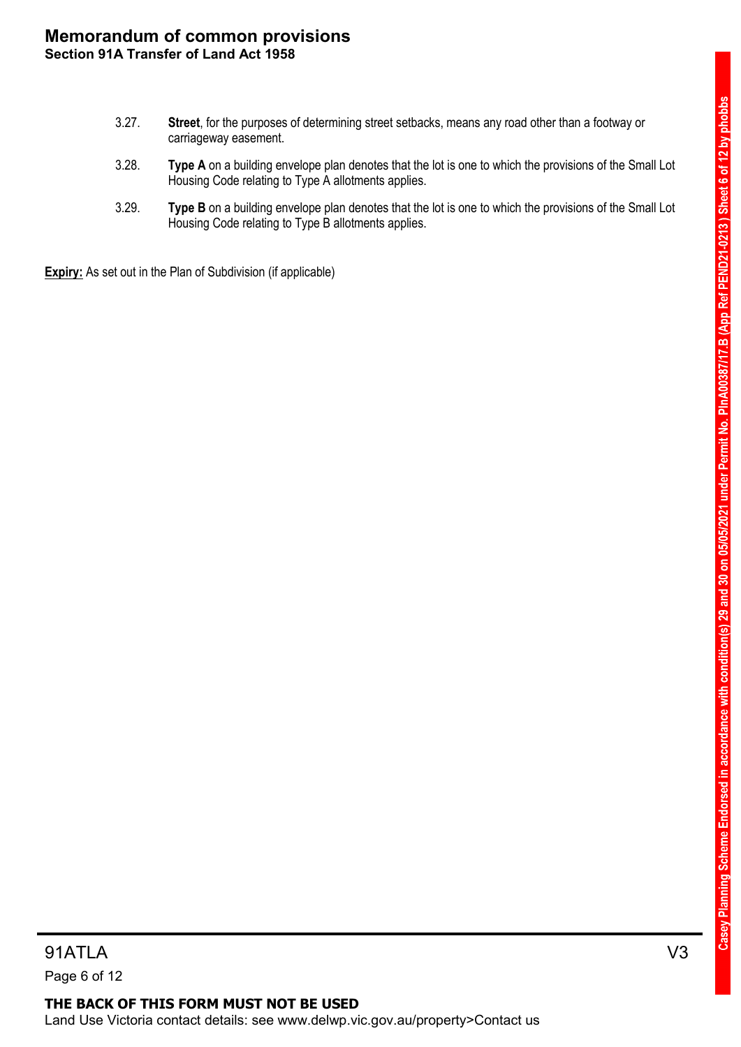3.27. **Street**, for the purposes of determining street setbacks, means any road other than a footway or carriageway easement.

3.28. **Type A** on a building envelope plan denotes that the lot is one to which the provisions of the Small Lot Housing Code relating to Type A allotments applies.

3.29. **Type B** on a building envelope plan denotes that the lot is one to which the provisions of the Small Lot Housing Code relating to Type B allotments applies.

**Expiry:** As set out in the Plan of Subdivision (if applicable)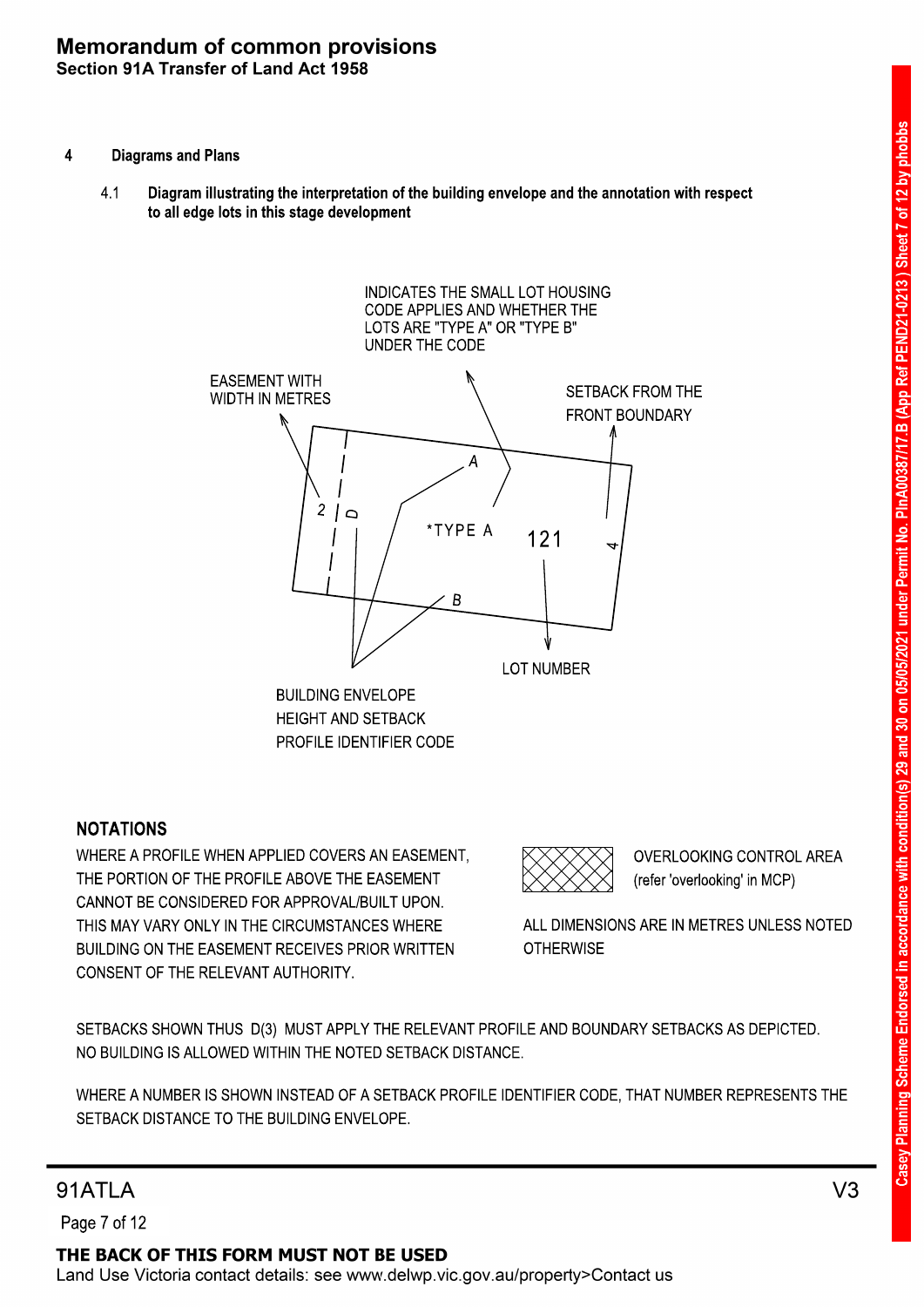# Memorandum of common provisions
**Section 91A Transfer of Land Act 1958**

## 4 Diagrams and Plans

### 4.1 Diagram illustrating the interpretation of the building envelope and the annotation with respect to all edge lots in this stage development

INDICATES THE SMALL LOT HOUSING CODE APPLIES AND WHETHER THE LOTS ARE "TYPE A" OR "TYPE B" UNDER THE CODE

EASEMENT WITH WIDTH IN METRES

SETBACK FROM THE FRONT BOUNDARY

A

2 D

*TYPE A

121

4

B

LOT NUMBER

BUILDING ENVELOPE HEIGHT AND SETBACK PROFILE IDENTIFIER CODE

**NOTATIONS**

WHERE A PROFILE WHEN APPLIED COVERS AN EASEMENT, THE PORTION OF THE PROFILE ABOVE THE EASEMENT CANNOT BE CONSIDERED FOR APPROVAL/BUILT UPON. THIS MAY VARY ONLY IN THE CIRCUMSTANCES WHERE BUILDING ON THE EASEMENT RECEIVES PRIOR WRITTEN CONSENT OF THE RELEVANT AUTHORITY.

OVERLOOKING CONTROL AREA (refer 'overlooking' in MCP)

ALL DIMENSIONS ARE IN METRES UNLESS NOTED OTHERWISE

SETBACKS SHOWN THUS D(3) MUST APPLY THE RELEVANT PROFILE AND BOUNDARY SETBACKS AS DEPICTED. NO BUILDING IS ALLOWED WITHIN THE NOTED SETBACK DISTANCE.

WHERE A NUMBER IS SHOWN INSTEAD OF A SETBACK PROFILE IDENTIFIER CODE, THAT NUMBER REPRESENTS THE SETBACK DISTANCE TO THE BUILDING ENVELOPE.

Casey Planning Scheme Endorsed in accordance with condition(s) 29 and 30 on 05/05/2021 under Permit No. PlnA00387/17.B (App Ref PEND21-0213 ) Sheet 7 of 12 by phobbs

91ATLA V3

**THE BACK OF THIS FORM MUST NOT BE USED**

Land Use Victoria contact details: see www.delwp.vic.gov.au/property>Contact us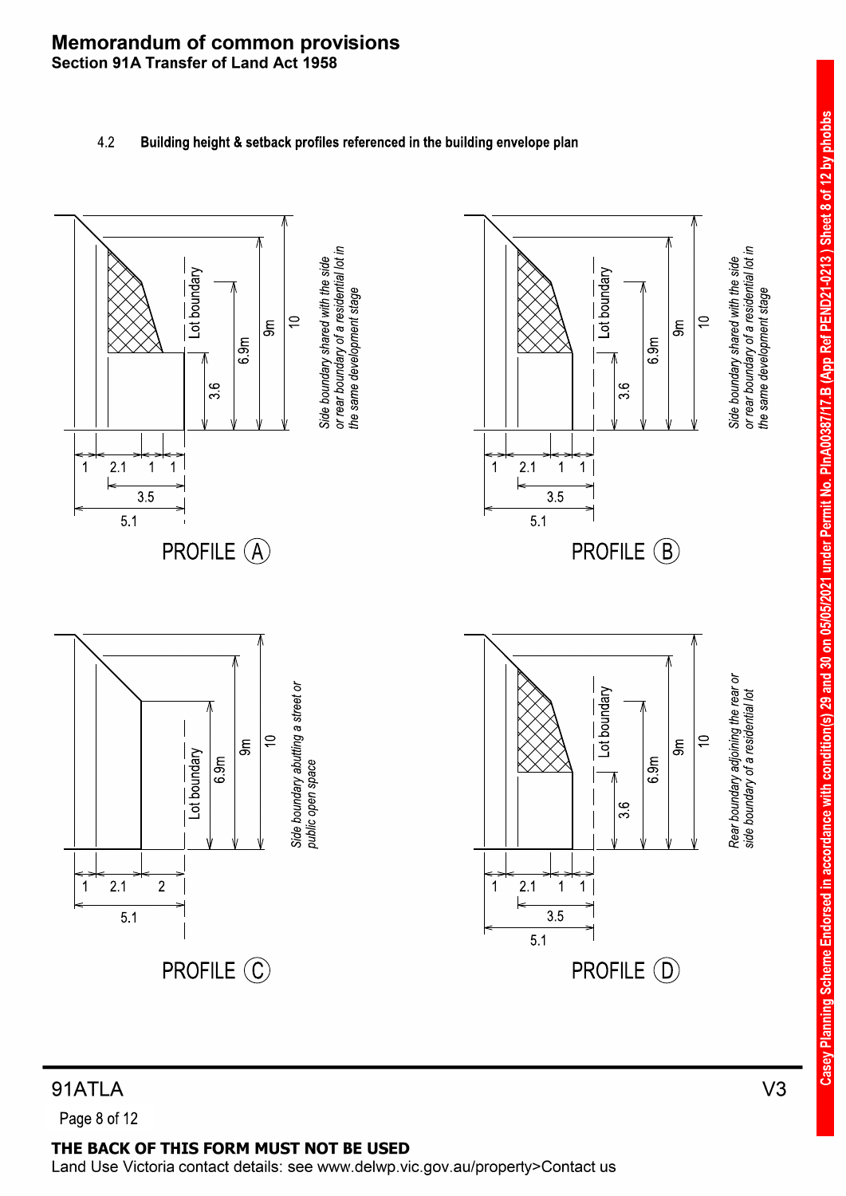# Memorandum of common provisions
## Section 91A Transfer of Land Act 1958

4.2 **Building height & setback profiles referenced in the building envelope plan**

PROFILE (A)

Lot boundary

3.6

6.9m

9m

10

1 2.1 1 1

3.5

5.1

*Side boundary shared with the side or rear boundary of a residential lot in the same development stage*

PROFILE (B)

Lot boundary

3.6

6.9m

9m

10

1 2.1 1 1

3.5

5.1

*Side boundary shared with the side or rear boundary of a residential lot in the same development stage*

PROFILE (C)

Lot boundary

6.9m

9m

10

1 2.1 2

5.1

*Side boundary abutting a street or public open space*

PROFILE (D)

Lot boundary

3.6

6.9m

9m

10

1 2.1 1 1

3.5

5.1

*Rear boundary adjoining the rear or side boundary of a residential lot*

**THE BACK OF THIS FORM MUST NOT BE USED**

Land Use Victoria contact details: see www.delwp.vic.gov.au/property>Contact us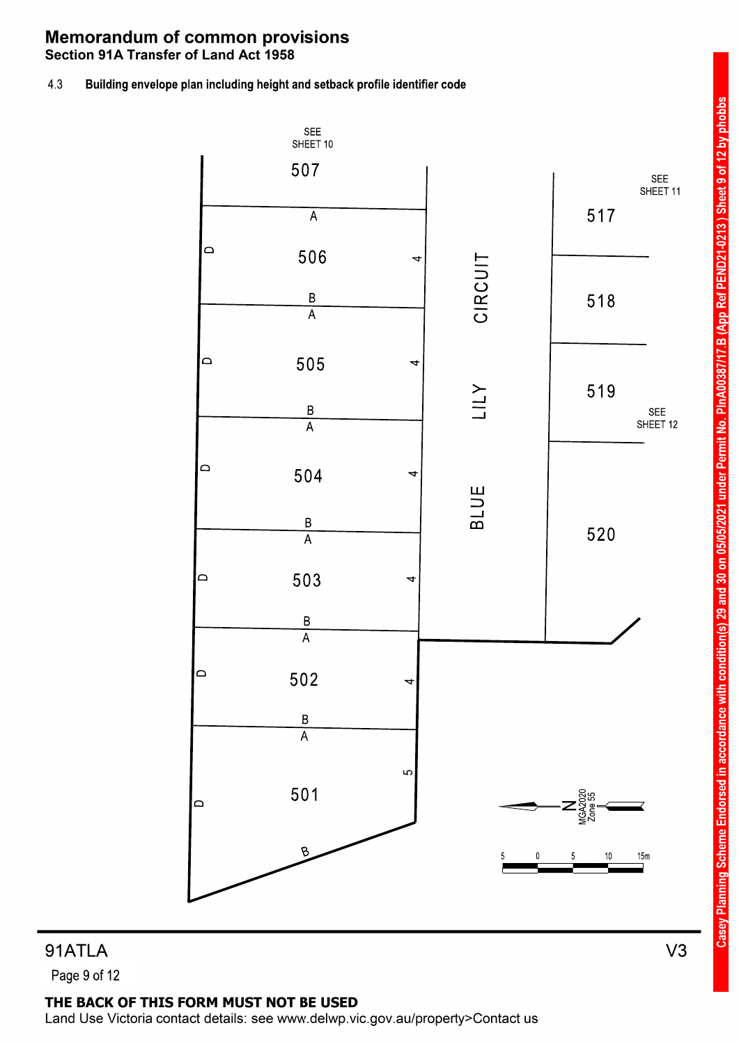# Memorandum of common provisions

**Section 91A Transfer of Land Act 1958**

4.3 **Building envelope plan including height and setback profile identifier code**

SEE SHEET 10

507

| Lot | Profile codes |
| --- | --- |
| 506 | A, B, D, 4 |
| 505 | A, B, D, 4 |
| 504 | A, B, D, 4 |
| 503 | A, B, D, 4 |
| 502 | A, B, D, 4 |
| 501 | A, B, D, 5 |

BLUE LILY CIRCUIT

SEE SHEET 11

517

518

519

SEE SHEET 12

520

N

MGA2020 Zone 55

5 0 5 10 15m

91ATLA V3

**THE BACK OF THIS FORM MUST NOT BE USED**

Land Use Victoria contact details: see www.delwp.vic.gov.au/property>Contact us

Casey Planning Scheme Endorsed in accordance with condition(s) 29 and 30 on 05/05/2021 under Permit No. PlnA00387/17.B (App Ref PEND21-0213) Sheet 9 of 12 by phobbs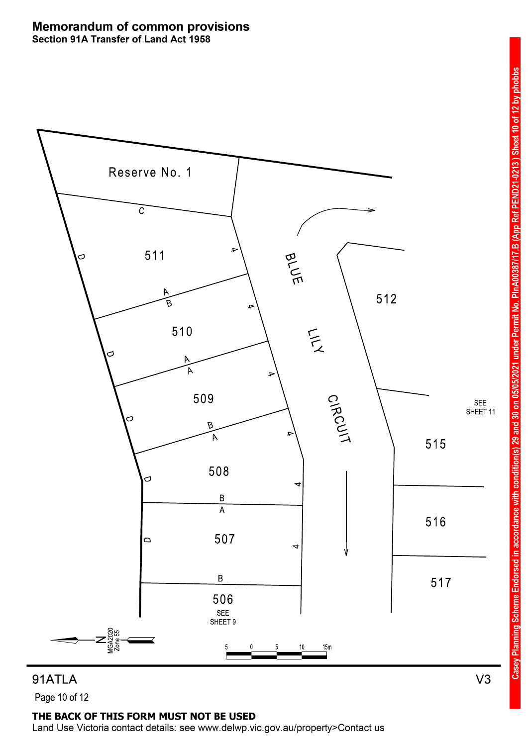# Memorandum of common provisions
**Section 91A Transfer of Land Act 1958**

Reserve No. 1

C

D

511

4

A

B

510

4

D

A

A

4

509

D

B

A

4

508

D

4

B

A

507

D

4

B

506

SEE SHEET 9

BLUE LILY CIRCUIT

512

515

SEE SHEET 11

516

517

N

MGA2020 Zone 55

5 0 5 10 15m

91ATLA

V3

**THE BACK OF THIS FORM MUST NOT BE USED**

Land Use Victoria contact details: see www.delwp.vic.gov.au/property>Contact us

**Casey Planning Scheme Endorsed in accordance with condition(s) 29 and 30 on 05/05/2021 under Permit No. PlnA00387/17.B (App Ref PEND21-0213 ) Sheet 10 of 12 by phobbs**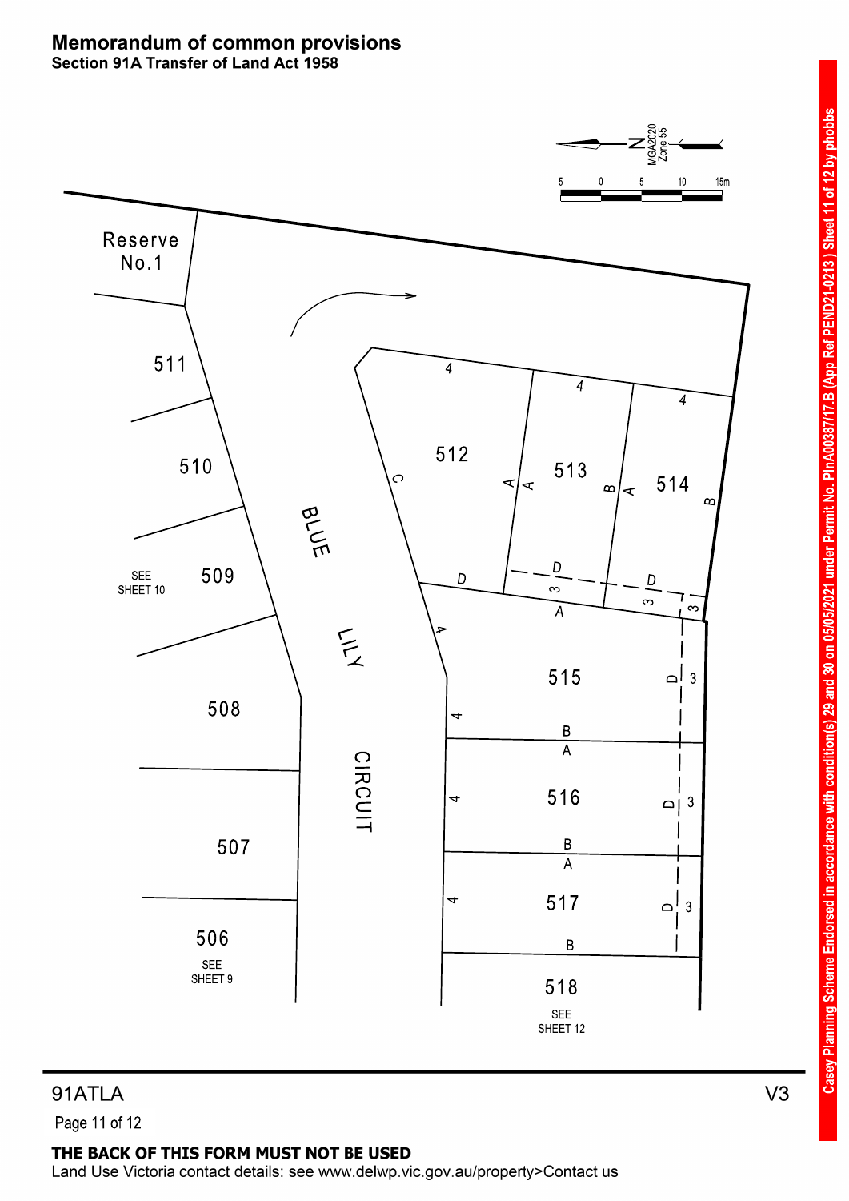# Memorandum of common provisions

## Section 91A Transfer of Land Act 1958

MGA2020 Zone 55

5 0 5 10 15m

Reserve No.1

511

510

509

SEE SHEET 10

508

507

506

SEE SHEET 9

BLUE LILY CIRCUIT

512

513

514

515

516

517

518

SEE SHEET 12

Casey Planning Scheme Endorsed in accordance with condition(s) 29 and 30 on 05/05/2021 under Permit No. PlnA00387/17.B (App Ref PEND21-0213 ) Sheet 11 of 12 by phobbs

91ATLA

V3

**THE BACK OF THIS FORM MUST NOT BE USED**

Land Use Victoria contact details: see www.delwp.vic.gov.au/property>Contact us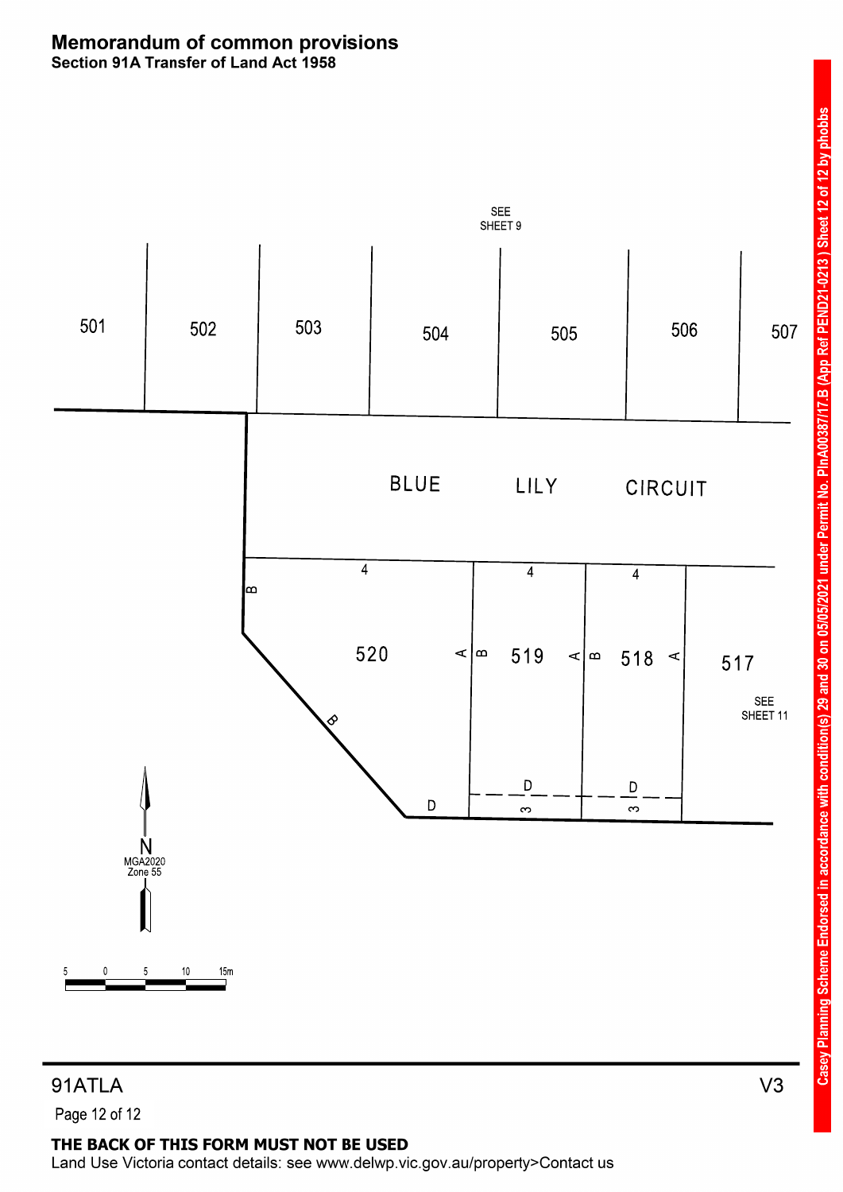# Memorandum of common provisions

**Section 91A Transfer of Land Act 1958**

SEE SHEET 9

501
502
503
504
505
506
507

BLUE LILY CIRCUIT

4
4
4

B
520
A
B
519
A
B
518
A
517

SEE SHEET 11

B
D
D
D
3
3

N
MGA2020
Zone 55

5 0 5 10 15m

91ATLA

V3

**THE BACK OF THIS FORM MUST NOT BE USED**

Land Use Victoria contact details: see www.delwp.vic.gov.au/property>Contact us

Casey Planning Scheme Endorsed in accordance with condition(s) 29 and 30 on 05/05/2021 under Permit No. PlnA00387/17.B (App Ref PEND21-0213 ) Sheet 12 of 12 by phobbs